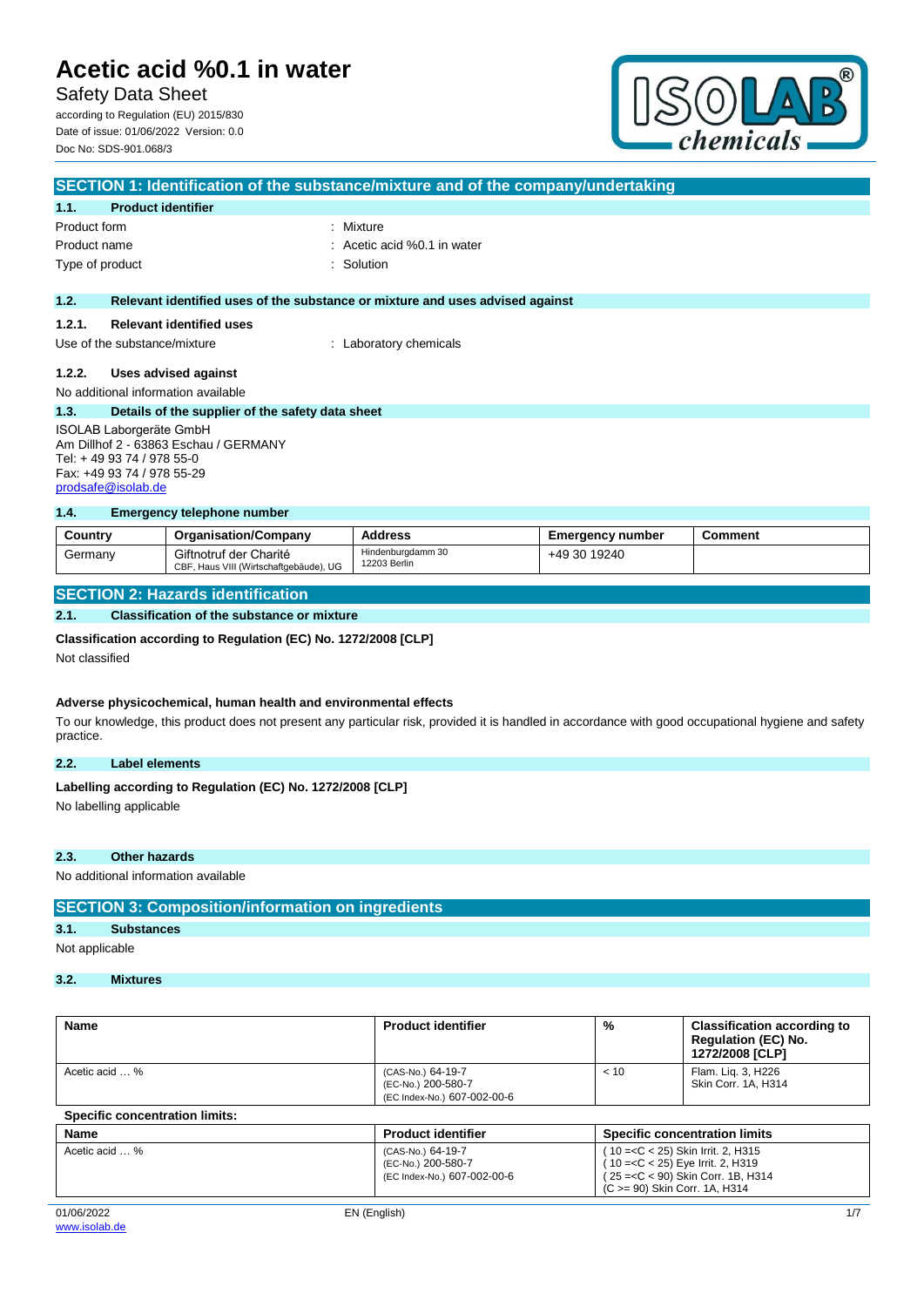# Acetic acid %0.1 in water

Safety Data Sheet

according to Regulation (EU) 2015/830
Date of issue: 01/06/2022 Version: 0.0
Doc No: SDS-901.068/3

## SECTION 1: Identification of the substance/mixture and of the company/undertaking

### 1.1. Product identifier

Product form : Mixture
Product name : Acetic acid %0.1 in water
Type of product : Solution

### 1.2. Relevant identified uses of the substance or mixture and uses advised against

#### 1.2.1. Relevant identified uses

Use of the substance/mixture : Laboratory chemicals

#### 1.2.2. Uses advised against

No additional information available

### 1.3. Details of the supplier of the safety data sheet

ISOLAB Laborgeräte GmbH
Am Dillhof 2 - 63863 Eschau / GERMANY
Tel: + 49 93 74 / 978 55-0
Fax: +49 93 74 / 978 55-29
prodsafe@isolab.de

### 1.4. Emergency telephone number

| Country | Organisation/Company | Address | Emergency number | Comment |
|---|---|---|---|---|
| Germany | Giftnotruf der Charité CBF, Haus VIII (Wirtschaftgebäude), UG | Hindenburgdamm 30 12203 Berlin | +49 30 19240 | |

## SECTION 2: Hazards identification

### 2.1. Classification of the substance or mixture

**Classification according to Regulation (EC) No. 1272/2008 [CLP]**

Not classified

**Adverse physicochemical, human health and environmental effects**

To our knowledge, this product does not present any particular risk, provided it is handled in accordance with good occupational hygiene and safety practice.

### 2.2. Label elements

**Labelling according to Regulation (EC) No. 1272/2008 [CLP]**

No labelling applicable

### 2.3. Other hazards

No additional information available

## SECTION 3: Composition/information on ingredients

### 3.1. Substances

Not applicable

### 3.2. Mixtures

| Name | Product identifier | % | Classification according to Regulation (EC) No. 1272/2008 [CLP] |
|---|---|---|---|
| Acetic acid … % | (CAS-No.) 64-19-7<br>(EC-No.) 200-580-7<br>(EC Index-No.) 607-002-00-6 | < 10 | Flam. Liq. 3, H226<br>Skin Corr. 1A, H314 |

**Specific concentration limits:**

| Name | Product identifier | Specific concentration limits |
|---|---|---|
| Acetic acid … % | (CAS-No.) 64-19-7<br>(EC-No.) 200-580-7<br>(EC Index-No.) 607-002-00-6 | ( 10 =<C < 25) Skin Irrit. 2, H315<br>( 10 =<C < 25) Eye Irrit. 2, H319<br>( 25 =<C < 90) Skin Corr. 1B, H314<br>(C >= 90) Skin Corr. 1A, H314 |

01/06/2022 EN (English)
www.isolab.de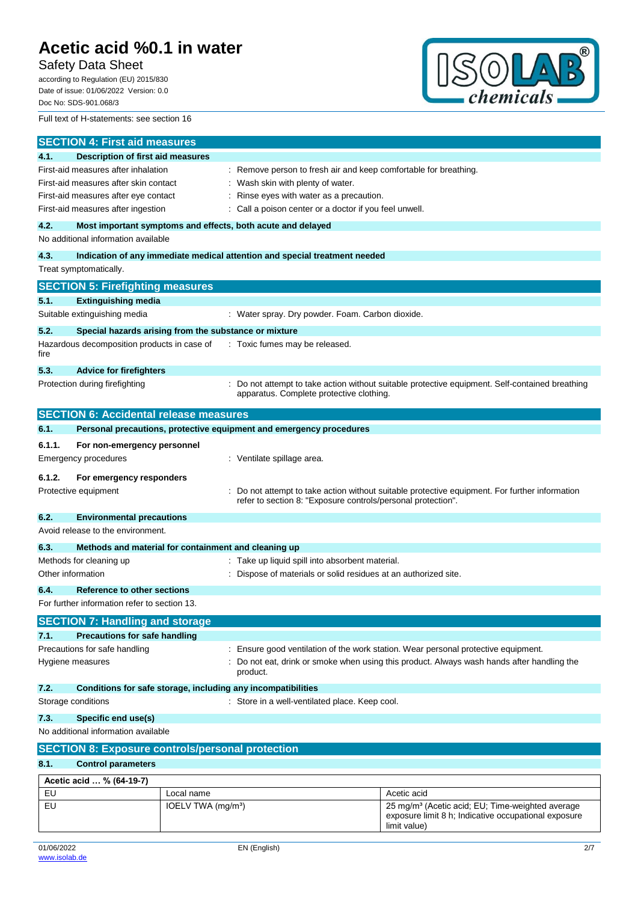Full text of H-statements: see section 16

## SECTION 4: First aid measures

### 4.1. Description of first aid measures

First-aid measures after inhalation : Remove person to fresh air and keep comfortable for breathing.

First-aid measures after skin contact : Wash skin with plenty of water.

First-aid measures after eye contact : Rinse eyes with water as a precaution.

First-aid measures after ingestion : Call a poison center or a doctor if you feel unwell.

### 4.2. Most important symptoms and effects, both acute and delayed

No additional information available

### 4.3. Indication of any immediate medical attention and special treatment needed

Treat symptomatically.

## SECTION 5: Firefighting measures

### 5.1. Extinguishing media

Suitable extinguishing media : Water spray. Dry powder. Foam. Carbon dioxide.

### 5.2. Special hazards arising from the substance or mixture

Hazardous decomposition products in case of fire : Toxic fumes may be released.

### 5.3. Advice for firefighters

Protection during firefighting : Do not attempt to take action without suitable protective equipment. Self-contained breathing apparatus. Complete protective clothing.

## SECTION 6: Accidental release measures

### 6.1. Personal precautions, protective equipment and emergency procedures

#### 6.1.1. For non-emergency personnel

Emergency procedures : Ventilate spillage area.

#### 6.1.2. For emergency responders

Protective equipment : Do not attempt to take action without suitable protective equipment. For further information refer to section 8: "Exposure controls/personal protection".

### 6.2. Environmental precautions

Avoid release to the environment.

### 6.3. Methods and material for containment and cleaning up

Methods for cleaning up : Take up liquid spill into absorbent material.

Other information : Dispose of materials or solid residues at an authorized site.

### 6.4. Reference to other sections

For further information refer to section 13.

## SECTION 7: Handling and storage

### 7.1. Precautions for safe handling

Precautions for safe handling : Ensure good ventilation of the work station. Wear personal protective equipment.

Hygiene measures : Do not eat, drink or smoke when using this product. Always wash hands after handling the product.

### 7.2. Conditions for safe storage, including any incompatibilities

Storage conditions : Store in a well-ventilated place. Keep cool.

### 7.3. Specific end use(s)

No additional information available

## SECTION 8: Exposure controls/personal protection

### 8.1. Control parameters

| Acetic acid … % (64-19-7) | | |
|---|---|---|
| EU | Local name | Acetic acid |
| EU | IOELV TWA (mg/m³) | 25 mg/m³ (Acetic acid; EU; Time-weighted average exposure limit 8 h; Indicative occupational exposure limit value) |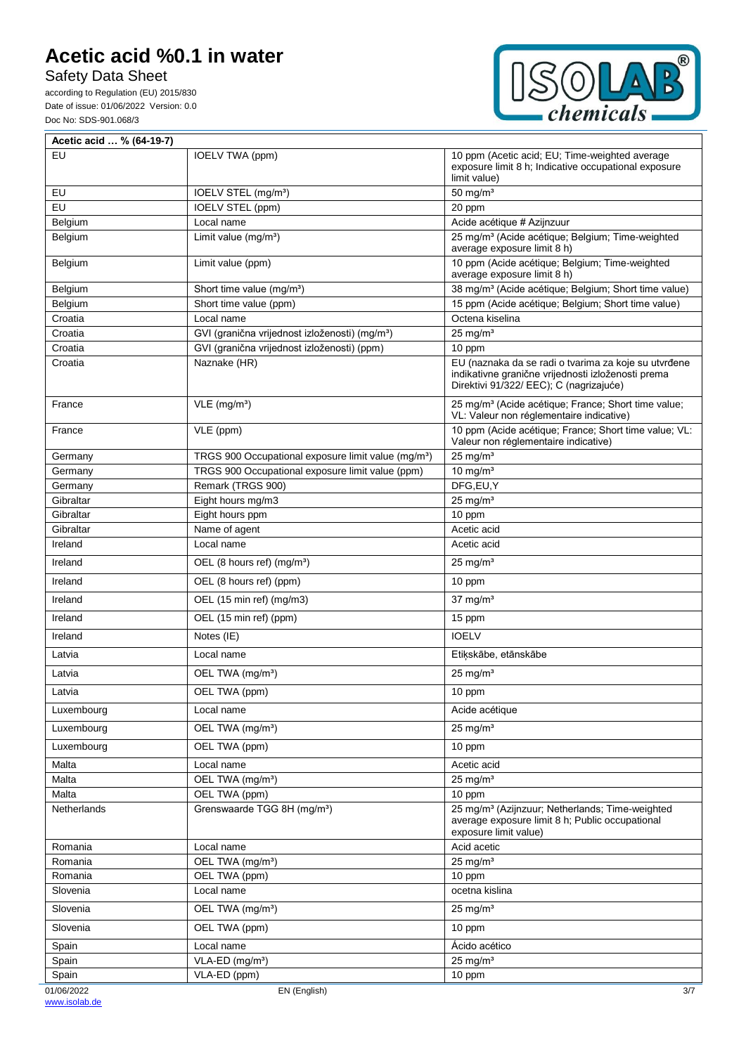| Acetic acid … % (64-19-7) | | |
|---|---|---|
| EU | IOELV TWA (ppm) | 10 ppm (Acetic acid; EU; Time-weighted average exposure limit 8 h; Indicative occupational exposure limit value) |
| EU | IOELV STEL (mg/m³) | 50 mg/m³ |
| EU | IOELV STEL (ppm) | 20 ppm |
| Belgium | Local name | Acide acétique # Azijnzuur |
| Belgium | Limit value (mg/m³) | 25 mg/m³ (Acide acétique; Belgium; Time-weighted average exposure limit 8 h) |
| Belgium | Limit value (ppm) | 10 ppm (Acide acétique; Belgium; Time-weighted average exposure limit 8 h) |
| Belgium | Short time value (mg/m³) | 38 mg/m³ (Acide acétique; Belgium; Short time value) |
| Belgium | Short time value (ppm) | 15 ppm (Acide acétique; Belgium; Short time value) |
| Croatia | Local name | Octena kiselina |
| Croatia | GVI (granična vrijednost izloženosti) (mg/m³) | 25 mg/m³ |
| Croatia | GVI (granična vrijednost izloženosti) (ppm) | 10 ppm |
| Croatia | Naznake (HR) | EU (naznaka da se radi o tvarima za koje su utvrđene indikativne granične vrijednosti izloženosti prema Direktivi 91/322/ EEC); C (nagrizajuće) |
| France | VLE (mg/m³) | 25 mg/m³ (Acide acétique; France; Short time value; VL: Valeur non réglementaire indicative) |
| France | VLE (ppm) | 10 ppm (Acide acétique; France; Short time value; VL: Valeur non réglementaire indicative) |
| Germany | TRGS 900 Occupational exposure limit value (mg/m³) | 25 mg/m³ |
| Germany | TRGS 900 Occupational exposure limit value (ppm) | 10 mg/m³ |
| Germany | Remark (TRGS 900) | DFG,EU,Y |
| Gibraltar | Eight hours mg/m3 | 25 mg/m³ |
| Gibraltar | Eight hours ppm | 10 ppm |
| Gibraltar | Name of agent | Acetic acid |
| Ireland | Local name | Acetic acid |
| Ireland | OEL (8 hours ref) (mg/m³) | 25 mg/m³ |
| Ireland | OEL (8 hours ref) (ppm) | 10 ppm |
| Ireland | OEL (15 min ref) (mg/m3) | 37 mg/m³ |
| Ireland | OEL (15 min ref) (ppm) | 15 ppm |
| Ireland | Notes (IE) | IOELV |
| Latvia | Local name | Etiķskābe, etānskābe |
| Latvia | OEL TWA (mg/m³) | 25 mg/m³ |
| Latvia | OEL TWA (ppm) | 10 ppm |
| Luxembourg | Local name | Acide acétique |
| Luxembourg | OEL TWA (mg/m³) | 25 mg/m³ |
| Luxembourg | OEL TWA (ppm) | 10 ppm |
| Malta | Local name | Acetic acid |
| Malta | OEL TWA (mg/m³) | 25 mg/m³ |
| Malta | OEL TWA (ppm) | 10 ppm |
| Netherlands | Grenswaarde TGG 8H (mg/m³) | 25 mg/m³ (Azijnzuur; Netherlands; Time-weighted average exposure limit 8 h; Public occupational exposure limit value) |
| Romania | Local name | Acid acetic |
| Romania | OEL TWA (mg/m³) | 25 mg/m³ |
| Romania | OEL TWA (ppm) | 10 ppm |
| Slovenia | Local name | ocetna kislina |
| Slovenia | OEL TWA (mg/m³) | 25 mg/m³ |
| Slovenia | OEL TWA (ppm) | 10 ppm |
| Spain | Local name | Ácido acético |
| Spain | VLA-ED (mg/m³) | 25 mg/m³ |
| Spain | VLA-ED (ppm) | 10 ppm |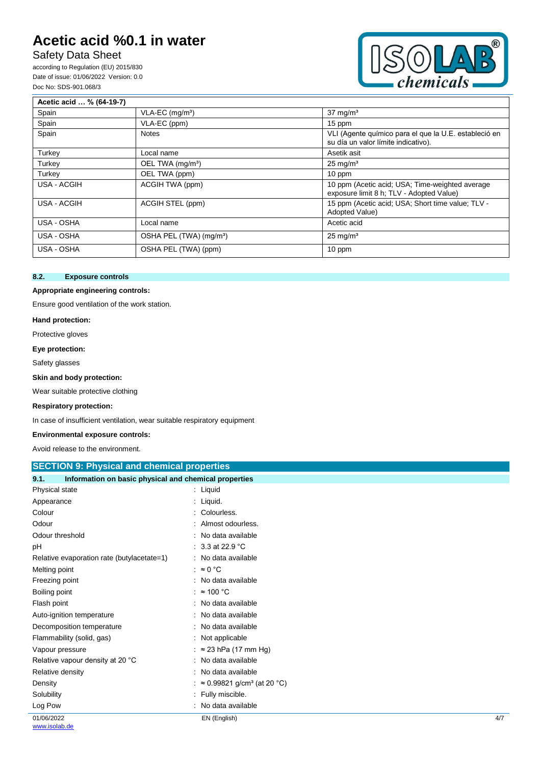| Acetic acid … % (64-19-7) | | |
|---|---|---|
| Spain | VLA-EC (mg/m³) | 37 mg/m³ |
| Spain | VLA-EC (ppm) | 15 ppm |
| Spain | Notes | VLI (Agente químico para el que la U.E. estableció en su día un valor límite indicativo). |
| Turkey | Local name | Asetik asit |
| Turkey | OEL TWA (mg/m³) | 25 mg/m³ |
| Turkey | OEL TWA (ppm) | 10 ppm |
| USA - ACGIH | ACGIH TWA (ppm) | 10 ppm (Acetic acid; USA; Time-weighted average exposure limit 8 h; TLV - Adopted Value) |
| USA - ACGIH | ACGIH STEL (ppm) | 15 ppm (Acetic acid; USA; Short time value; TLV - Adopted Value) |
| USA - OSHA | Local name | Acetic acid |
| USA - OSHA | OSHA PEL (TWA) (mg/m³) | 25 mg/m³ |
| USA - OSHA | OSHA PEL (TWA) (ppm) | 10 ppm |

### 8.2. Exposure controls

**Appropriate engineering controls:**

Ensure good ventilation of the work station.

**Hand protection:**

Protective gloves

**Eye protection:**

Safety glasses

**Skin and body protection:**

Wear suitable protective clothing

**Respiratory protection:**

In case of insufficient ventilation, wear suitable respiratory equipment

**Environmental exposure controls:**

Avoid release to the environment.

## SECTION 9: Physical and chemical properties

### 9.1. Information on basic physical and chemical properties

| | |
|---|---|
| Physical state | : Liquid |
| Appearance | : Liquid. |
| Colour | : Colourless. |
| Odour | : Almost odourless. |
| Odour threshold | : No data available |
| pH | : 3.3 at 22.9 °C |
| Relative evaporation rate (butylacetate=1) | : No data available |
| Melting point | : ≈ 0 °C |
| Freezing point | : No data available |
| Boiling point | : ≈ 100 °C |
| Flash point | : No data available |
| Auto-ignition temperature | : No data available |
| Decomposition temperature | : No data available |
| Flammability (solid, gas) | : Not applicable |
| Vapour pressure | : ≈ 23 hPa (17 mm Hg) |
| Relative vapour density at 20 °C | : No data available |
| Relative density | : No data available |
| Density | : ≈ 0.99821 g/cm³ (at 20 °C) |
| Solubility | : Fully miscible. |
| Log Pow | : No data available |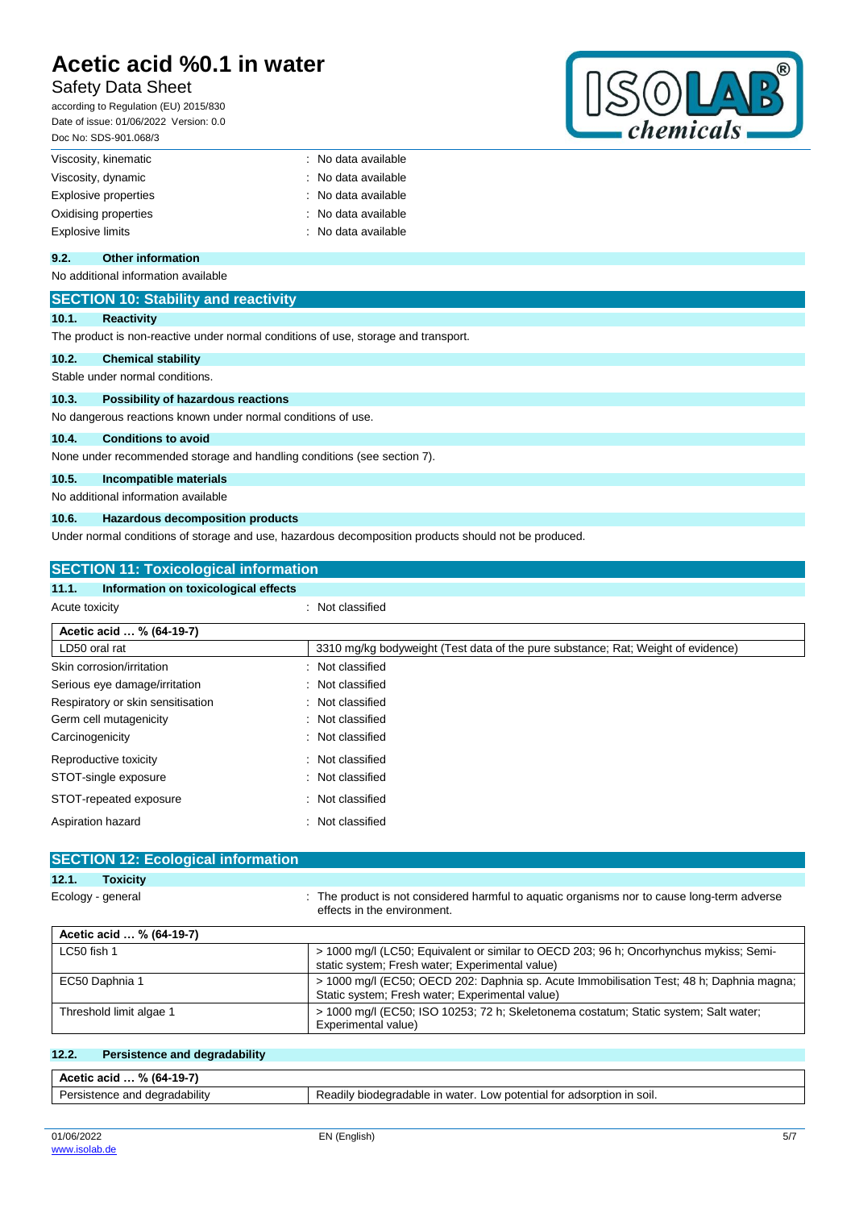| | |
|---|---|
| Viscosity, kinematic | : No data available |
| Viscosity, dynamic | : No data available |
| Explosive properties | : No data available |
| Oxidising properties | : No data available |
| Explosive limits | : No data available |

### 9.2. Other information

No additional information available

## SECTION 10: Stability and reactivity

### 10.1. Reactivity

The product is non-reactive under normal conditions of use, storage and transport.

### 10.2. Chemical stability

Stable under normal conditions.

### 10.3. Possibility of hazardous reactions

No dangerous reactions known under normal conditions of use.

### 10.4. Conditions to avoid

None under recommended storage and handling conditions (see section 7).

### 10.5. Incompatible materials

No additional information available

### 10.6. Hazardous decomposition products

Under normal conditions of storage and use, hazardous decomposition products should not be produced.

## SECTION 11: Toxicological information

### 11.1. Information on toxicological effects

Acute toxicity : Not classified

| Acetic acid … % (64-19-7) | |
|---|---|
| LD50 oral rat | 3310 mg/kg bodyweight (Test data of the pure substance; Rat; Weight of evidence) |

| | |
|---|---|
| Skin corrosion/irritation | : Not classified |
| Serious eye damage/irritation | : Not classified |
| Respiratory or skin sensitisation | : Not classified |
| Germ cell mutagenicity | : Not classified |
| Carcinogenicity | : Not classified |
| Reproductive toxicity | : Not classified |
| STOT-single exposure | : Not classified |
| STOT-repeated exposure | : Not classified |
| Aspiration hazard | : Not classified |

## SECTION 12: Ecological information

### 12.1. Toxicity

Ecology - general : The product is not considered harmful to aquatic organisms nor to cause long-term adverse effects in the environment.

| Acetic acid … % (64-19-7) | |
|---|---|
| LC50 fish 1 | > 1000 mg/l (LC50; Equivalent or similar to OECD 203; 96 h; Oncorhynchus mykiss; Semi-static system; Fresh water; Experimental value) |
| EC50 Daphnia 1 | > 1000 mg/l (EC50; OECD 202: Daphnia sp. Acute Immobilisation Test; 48 h; Daphnia magna; Static system; Fresh water; Experimental value) |
| Threshold limit algae 1 | > 1000 mg/l (EC50; ISO 10253; 72 h; Skeletonema costatum; Static system; Salt water; Experimental value) |

### 12.2. Persistence and degradability

| Acetic acid … % (64-19-7) | |
|---|---|
| Persistence and degradability | Readily biodegradable in water. Low potential for adsorption in soil. |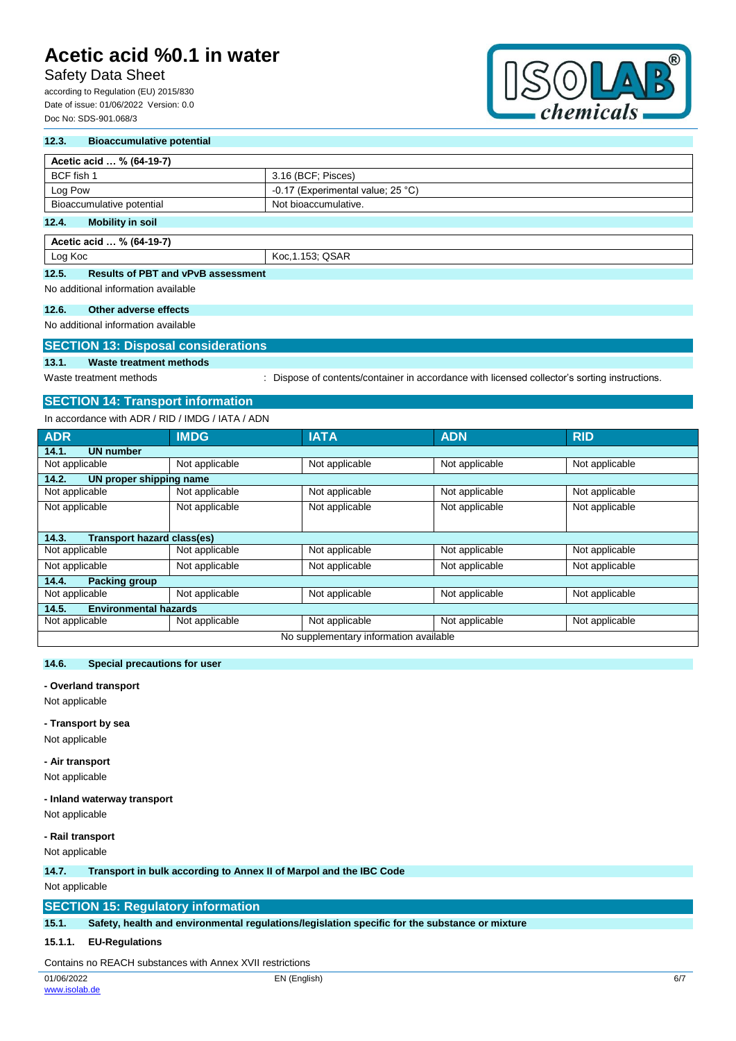### 12.3. Bioaccumulative potential

| Acetic acid … % (64-19-7) | |
|---|---|
| BCF fish 1 | 3.16 (BCF; Pisces) |
| Log Pow | -0.17 (Experimental value; 25 °C) |
| Bioaccumulative potential | Not bioaccumulative. |

### 12.4. Mobility in soil

| Acetic acid … % (64-19-7) | |
|---|---|
| Log Koc | Koc,1.153; QSAR |

### 12.5. Results of PBT and vPvB assessment

No additional information available

### 12.6. Other adverse effects

No additional information available

## SECTION 13: Disposal considerations

### 13.1. Waste treatment methods

Waste treatment methods : Dispose of contents/container in accordance with licensed collector's sorting instructions.

## SECTION 14: Transport information

In accordance with ADR / RID / IMDG / IATA / ADN

| ADR | IMDG | IATA | ADN | RID |
|---|---|---|---|---|
| **14.1. UN number** | | | | |
| Not applicable | Not applicable | Not applicable | Not applicable | Not applicable |
| **14.2. UN proper shipping name** | | | | |
| Not applicable | Not applicable | Not applicable | Not applicable | Not applicable |
| Not applicable | Not applicable | Not applicable | Not applicable | Not applicable |
| **14.3. Transport hazard class(es)** | | | | |
| Not applicable | Not applicable | Not applicable | Not applicable | Not applicable |
| Not applicable | Not applicable | Not applicable | Not applicable | Not applicable |
| **14.4. Packing group** | | | | |
| Not applicable | Not applicable | Not applicable | Not applicable | Not applicable |
| **14.5. Environmental hazards** | | | | |
| Not applicable | Not applicable | Not applicable | Not applicable | Not applicable |
| No supplementary information available | | | | |

### 14.6. Special precautions for user

**- Overland transport**

Not applicable

**- Transport by sea**

Not applicable

**- Air transport**

Not applicable

**- Inland waterway transport**

Not applicable

**- Rail transport**

Not applicable

### 14.7. Transport in bulk according to Annex II of Marpol and the IBC Code

Not applicable

## SECTION 15: Regulatory information

### 15.1. Safety, health and environmental regulations/legislation specific for the substance or mixture

#### 15.1.1. EU-Regulations

Contains no REACH substances with Annex XVII restrictions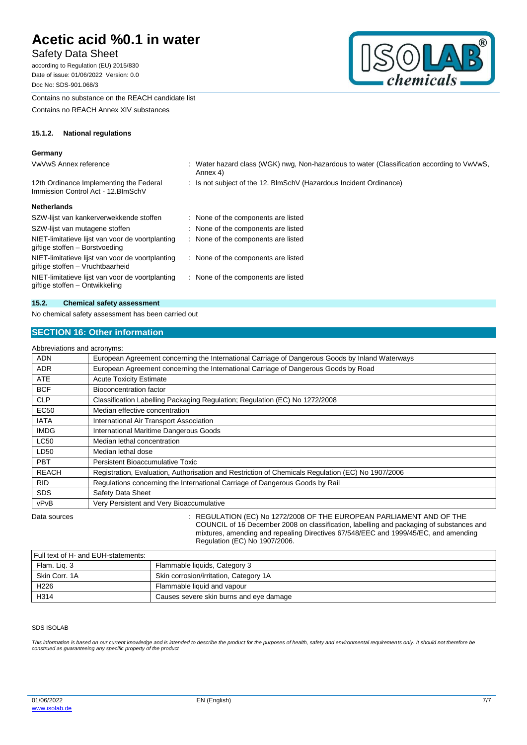Contains no substance on the REACH candidate list

Contains no REACH Annex XIV substances

#### 15.1.2. National regulations

**Germany**

| | |
|---|---|
| VwVwS Annex reference | : Water hazard class (WGK) nwg, Non-hazardous to water (Classification according to VwVwS, Annex 4) |
| 12th Ordinance Implementing the Federal Immission Control Act - 12.BImSchV | : Is not subject of the 12. BlmSchV (Hazardous Incident Ordinance) |

**Netherlands**

| | |
|---|---|
| SZW-lijst van kankerverwekkende stoffen | : None of the components are listed |
| SZW-lijst van mutagene stoffen | : None of the components are listed |
| NIET-limitatieve lijst van voor de voortplanting giftige stoffen – Borstvoeding | : None of the components are listed |
| NIET-limitatieve lijst van voor de voortplanting giftige stoffen – Vruchtbaarheid | : None of the components are listed |
| NIET-limitatieve lijst van voor de voortplanting giftige stoffen – Ontwikkeling | : None of the components are listed |

### 15.2. Chemical safety assessment

No chemical safety assessment has been carried out

## SECTION 16: Other information

Abbreviations and acronyms:

| | |
|---|---|
| ADN | European Agreement concerning the International Carriage of Dangerous Goods by Inland Waterways |
| ADR | European Agreement concerning the International Carriage of Dangerous Goods by Road |
| ATE | Acute Toxicity Estimate |
| BCF | Bioconcentration factor |
| CLP | Classification Labelling Packaging Regulation; Regulation (EC) No 1272/2008 |
| EC50 | Median effective concentration |
| IATA | International Air Transport Association |
| IMDG | International Maritime Dangerous Goods |
| LC50 | Median lethal concentration |
| LD50 | Median lethal dose |
| PBT | Persistent Bioaccumulative Toxic |
| REACH | Registration, Evaluation, Authorisation and Restriction of Chemicals Regulation (EC) No 1907/2006 |
| RID | Regulations concerning the International Carriage of Dangerous Goods by Rail |
| SDS | Safety Data Sheet |
| vPvB | Very Persistent and Very Bioaccumulative |

Data sources : REGULATION (EC) No 1272/2008 OF THE EUROPEAN PARLIAMENT AND OF THE COUNCIL of 16 December 2008 on classification, labelling and packaging of substances and mixtures, amending and repealing Directives 67/548/EEC and 1999/45/EC, and amending Regulation (EC) No 1907/2006.

| Full text of H- and EUH-statements: | |
|---|---|
| Flam. Liq. 3 | Flammable liquids, Category 3 |
| Skin Corr. 1A | Skin corrosion/irritation, Category 1A |
| H226 | Flammable liquid and vapour |
| H314 | Causes severe skin burns and eye damage |

SDS ISOLAB

*This information is based on our current knowledge and is intended to describe the product for the purposes of health, safety and environmental requirements only. It should not therefore be construed as guaranteeing any specific property of the product*